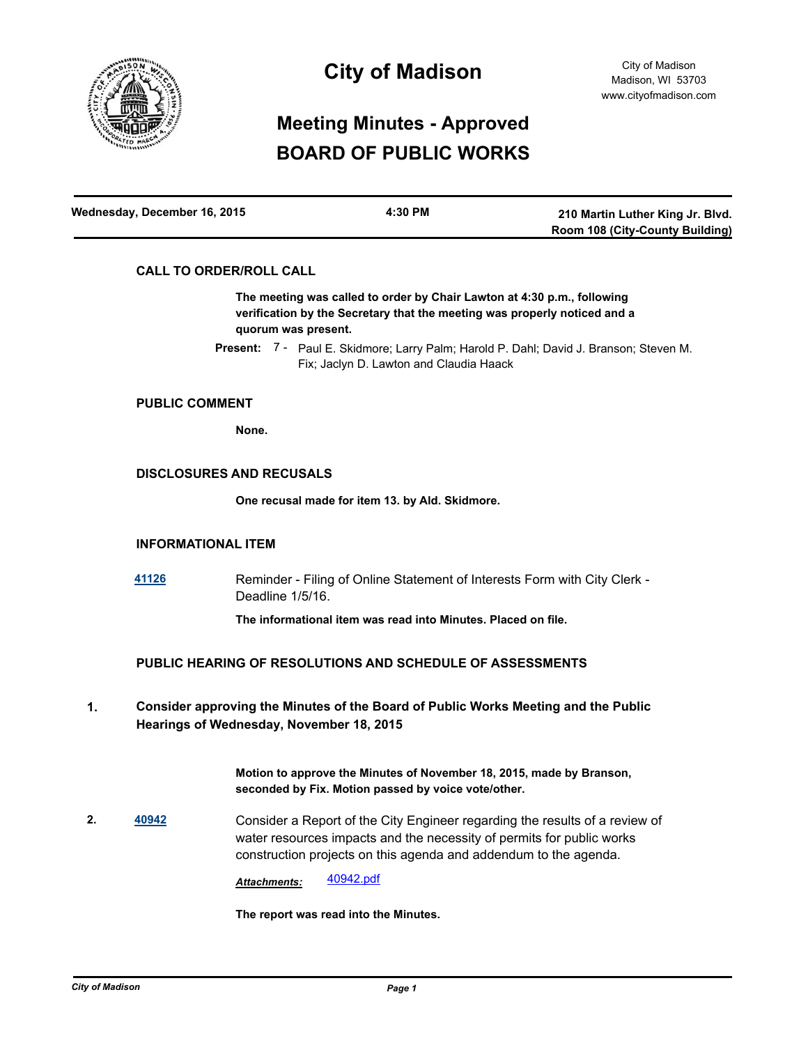# City of Madison

City of Madison
Madison, WI 53703
www.cityofmadison.com

## Meeting Minutes - Approved
## BOARD OF PUBLIC WORKS

| Wednesday, December 16, 2015 | 4:30 PM | 210 Martin Luther King Jr. Blvd. Room 108 (City-County Building) |
| --- | --- | --- |

### CALL TO ORDER/ROLL CALL

**The meeting was called to order by Chair Lawton at 4:30 p.m., following verification by the Secretary that the meeting was properly noticed and a quorum was present.**

**Present:** 7 - Paul E. Skidmore; Larry Palm; Harold P. Dahl; David J. Branson; Steven M. Fix; Jaclyn D. Lawton and Claudia Haack

### PUBLIC COMMENT

**None.**

### DISCLOSURES AND RECUSALS

**One recusal made for item 13. by Ald. Skidmore.**

### INFORMATIONAL ITEM

**41126** Reminder - Filing of Online Statement of Interests Form with City Clerk - Deadline 1/5/16.

**The informational item was read into Minutes. Placed on file.**

### PUBLIC HEARING OF RESOLUTIONS AND SCHEDULE OF ASSESSMENTS

**1. Consider approving the Minutes of the Board of Public Works Meeting and the Public Hearings of Wednesday, November 18, 2015**

**Motion to approve the Minutes of November 18, 2015, made by Branson, seconded by Fix. Motion passed by voice vote/other.**

**2. 40942** Consider a Report of the City Engineer regarding the results of a review of water resources impacts and the necessity of permits for public works construction projects on this agenda and addendum to the agenda.

***Attachments:*** 40942.pdf

**The report was read into the Minutes.**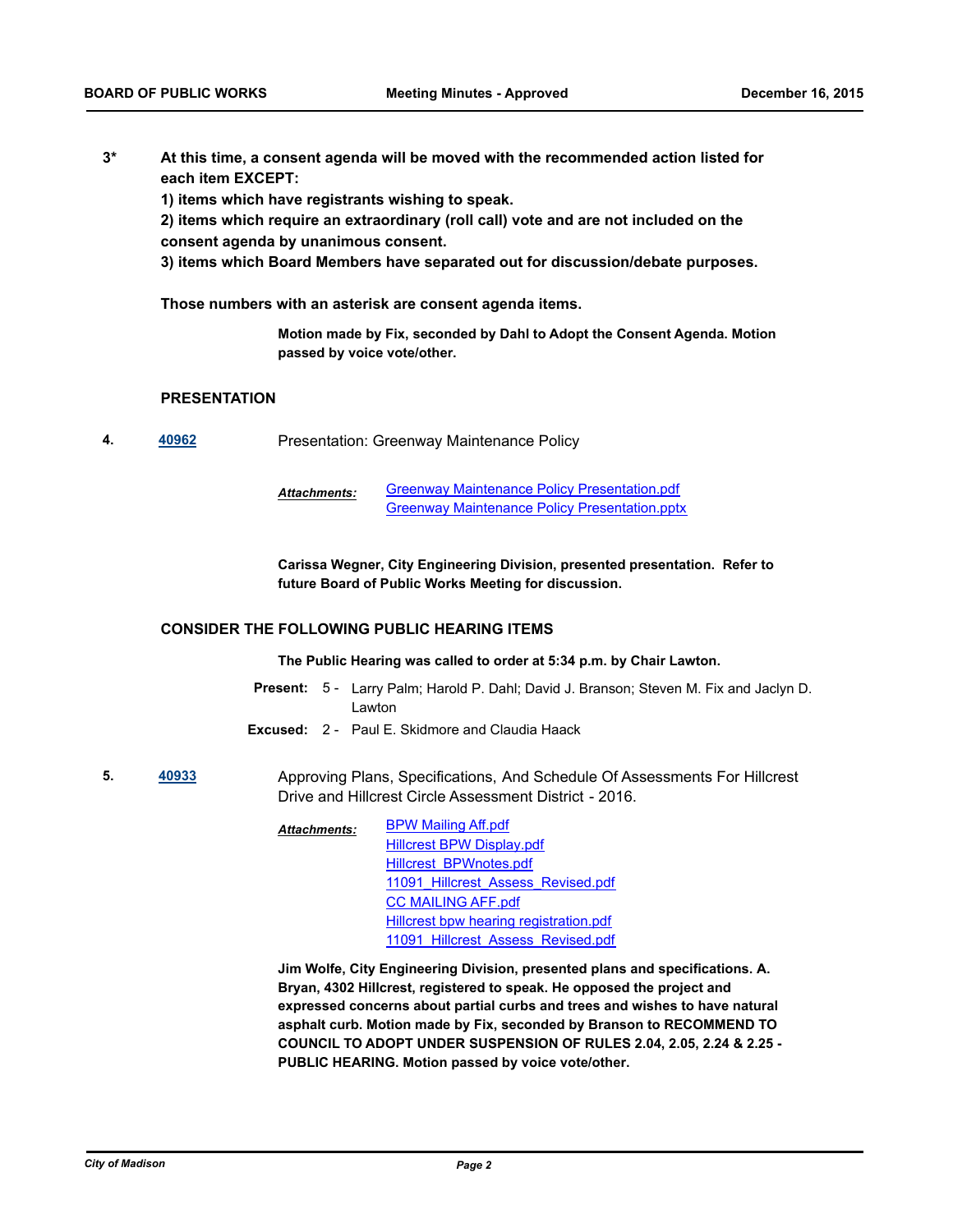**3*** **At this time, a consent agenda will be moved with the recommended action listed for each item EXCEPT:**

**1) items which have registrants wishing to speak.**

**2) items which require an extraordinary (roll call) vote and are not included on the consent agenda by unanimous consent.**

**3) items which Board Members have separated out for discussion/debate purposes.**

**Those numbers with an asterisk are consent agenda items.**

**Motion made by Fix, seconded by Dahl to Adopt the Consent Agenda. Motion passed by voice vote/other.**

## PRESENTATION

**4.** **40962** Presentation: Greenway Maintenance Policy

***Attachments:*** Greenway Maintenance Policy Presentation.pdf
Greenway Maintenance Policy Presentation.pptx

**Carissa Wegner, City Engineering Division, presented presentation. Refer to future Board of Public Works Meeting for discussion.**

## CONSIDER THE FOLLOWING PUBLIC HEARING ITEMS

**The Public Hearing was called to order at 5:34 p.m. by Chair Lawton.**

**Present:** 5 - Larry Palm; Harold P. Dahl; David J. Branson; Steven M. Fix and Jaclyn D. Lawton

**Excused:** 2 - Paul E. Skidmore and Claudia Haack

**5.** **40933** Approving Plans, Specifications, And Schedule Of Assessments For Hillcrest Drive and Hillcrest Circle Assessment District - 2016.

***Attachments:*** BPW Mailing Aff.pdf
Hillcrest BPW Display.pdf
Hillcrest_BPWnotes.pdf
11091_Hillcrest_Assess_Revised.pdf
CC MAILING AFF.pdf
Hillcrest bpw hearing registration.pdf
11091_Hillcrest_Assess_Revised.pdf

**Jim Wolfe, City Engineering Division, presented plans and specifications. A. Bryan, 4302 Hillcrest, registered to speak. He opposed the project and expressed concerns about partial curbs and trees and wishes to have natural asphalt curb. Motion made by Fix, seconded by Branson to RECOMMEND TO COUNCIL TO ADOPT UNDER SUSPENSION OF RULES 2.04, 2.05, 2.24 & 2.25 - PUBLIC HEARING. Motion passed by voice vote/other.**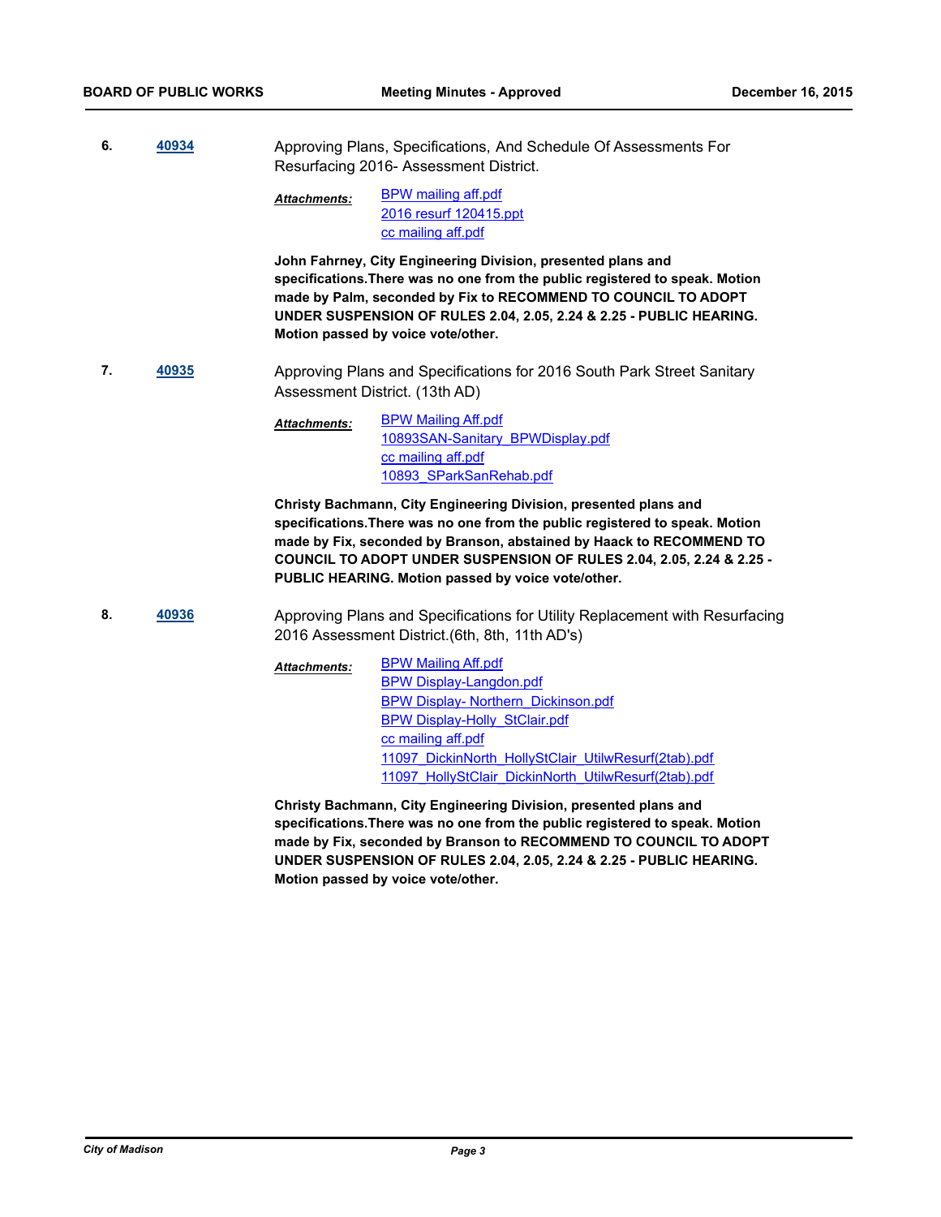**6.** **40934** Approving Plans, Specifications, And Schedule Of Assessments For Resurfacing 2016- Assessment District.

*Attachments:* BPW mailing aff.pdf
2016 resurf 120415.ppt
cc mailing aff.pdf

**John Fahrney, City Engineering Division, presented plans and specifications.There was no one from the public registered to speak. Motion made by Palm, seconded by Fix to RECOMMEND TO COUNCIL TO ADOPT UNDER SUSPENSION OF RULES 2.04, 2.05, 2.24 & 2.25 - PUBLIC HEARING. Motion passed by voice vote/other.**

**7.** **40935** Approving Plans and Specifications for 2016 South Park Street Sanitary Assessment District. (13th AD)

*Attachments:* BPW Mailing Aff.pdf
10893SAN-Sanitary_BPWDisplay.pdf
cc mailing aff.pdf
10893_SParkSanRehab.pdf

**Christy Bachmann, City Engineering Division, presented plans and specifications.There was no one from the public registered to speak. Motion made by Fix, seconded by Branson, abstained by Haack to RECOMMEND TO COUNCIL TO ADOPT UNDER SUSPENSION OF RULES 2.04, 2.05, 2.24 & 2.25 - PUBLIC HEARING. Motion passed by voice vote/other.**

**8.** **40936** Approving Plans and Specifications for Utility Replacement with Resurfacing 2016 Assessment District.(6th, 8th, 11th AD's)

*Attachments:* BPW Mailing Aff.pdf
BPW Display-Langdon.pdf
BPW Display- Northern_Dickinson.pdf
BPW Display-Holly_StClair.pdf
cc mailing aff.pdf
11097_DickinNorth_HollyStClair_UtilwResurf(2tab).pdf
11097_HollyStClair_DickinNorth_UtilwResurf(2tab).pdf

**Christy Bachmann, City Engineering Division, presented plans and specifications.There was no one from the public registered to speak. Motion made by Fix, seconded by Branson to RECOMMEND TO COUNCIL TO ADOPT UNDER SUSPENSION OF RULES 2.04, 2.05, 2.24 & 2.25 - PUBLIC HEARING. Motion passed by voice vote/other.**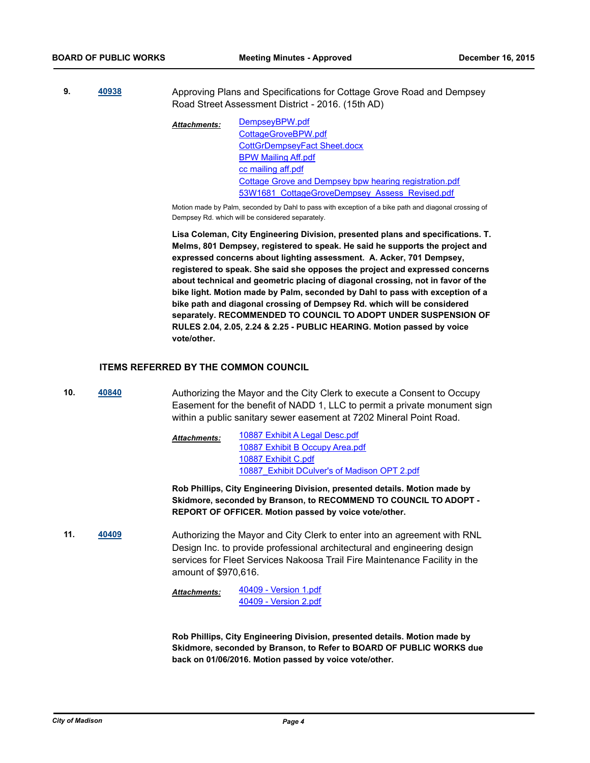**9.** **40938** Approving Plans and Specifications for Cottage Grove Road and Dempsey Road Street Assessment District - 2016. (15th AD)

***Attachments:*** DempseyBPW.pdf
CottageGroveBPW.pdf
CottGrDempseyFact Sheet.docx
BPW Mailing Aff.pdf
cc mailing aff.pdf
Cottage Grove and Dempsey bpw hearing registration.pdf
53W1681_CottageGroveDempsey_Assess_Revised.pdf

Motion made by Palm, seconded by Dahl to pass with exception of a bike path and diagonal crossing of Dempsey Rd. which will be considered separately.

**Lisa Coleman, City Engineering Division, presented plans and specifications. T. Melms, 801 Dempsey, registered to speak. He said he supports the project and expressed concerns about lighting assessment. A. Acker, 701 Dempsey, registered to speak. She said she opposes the project and expressed concerns about technical and geometric placing of diagonal crossing, not in favor of the bike light. Motion made by Palm, seconded by Dahl to pass with exception of a bike path and diagonal crossing of Dempsey Rd. which will be considered separately. RECOMMENDED TO COUNCIL TO ADOPT UNDER SUSPENSION OF RULES 2.04, 2.05, 2.24 & 2.25 - PUBLIC HEARING. Motion passed by voice vote/other.**

## ITEMS REFERRED BY THE COMMON COUNCIL

**10.** **40840** Authorizing the Mayor and the City Clerk to execute a Consent to Occupy Easement for the benefit of NADD 1, LLC to permit a private monument sign within a public sanitary sewer easement at 7202 Mineral Point Road.

***Attachments:*** 10887 Exhibit A Legal Desc.pdf
10887 Exhibit B Occupy Area.pdf
10887 Exhibit C.pdf
10887_Exhibit DCulver's of Madison OPT 2.pdf

**Rob Phillips, City Engineering Division, presented details. Motion made by Skidmore, seconded by Branson, to RECOMMEND TO COUNCIL TO ADOPT - REPORT OF OFFICER. Motion passed by voice vote/other.**

**11.** **40409** Authorizing the Mayor and City Clerk to enter into an agreement with RNL Design Inc. to provide professional architectural and engineering design services for Fleet Services Nakoosa Trail Fire Maintenance Facility in the amount of $970,616.

***Attachments:*** 40409 - Version 1.pdf
40409 - Version 2.pdf

**Rob Phillips, City Engineering Division, presented details. Motion made by Skidmore, seconded by Branson, to Refer to BOARD OF PUBLIC WORKS due back on 01/06/2016. Motion passed by voice vote/other.**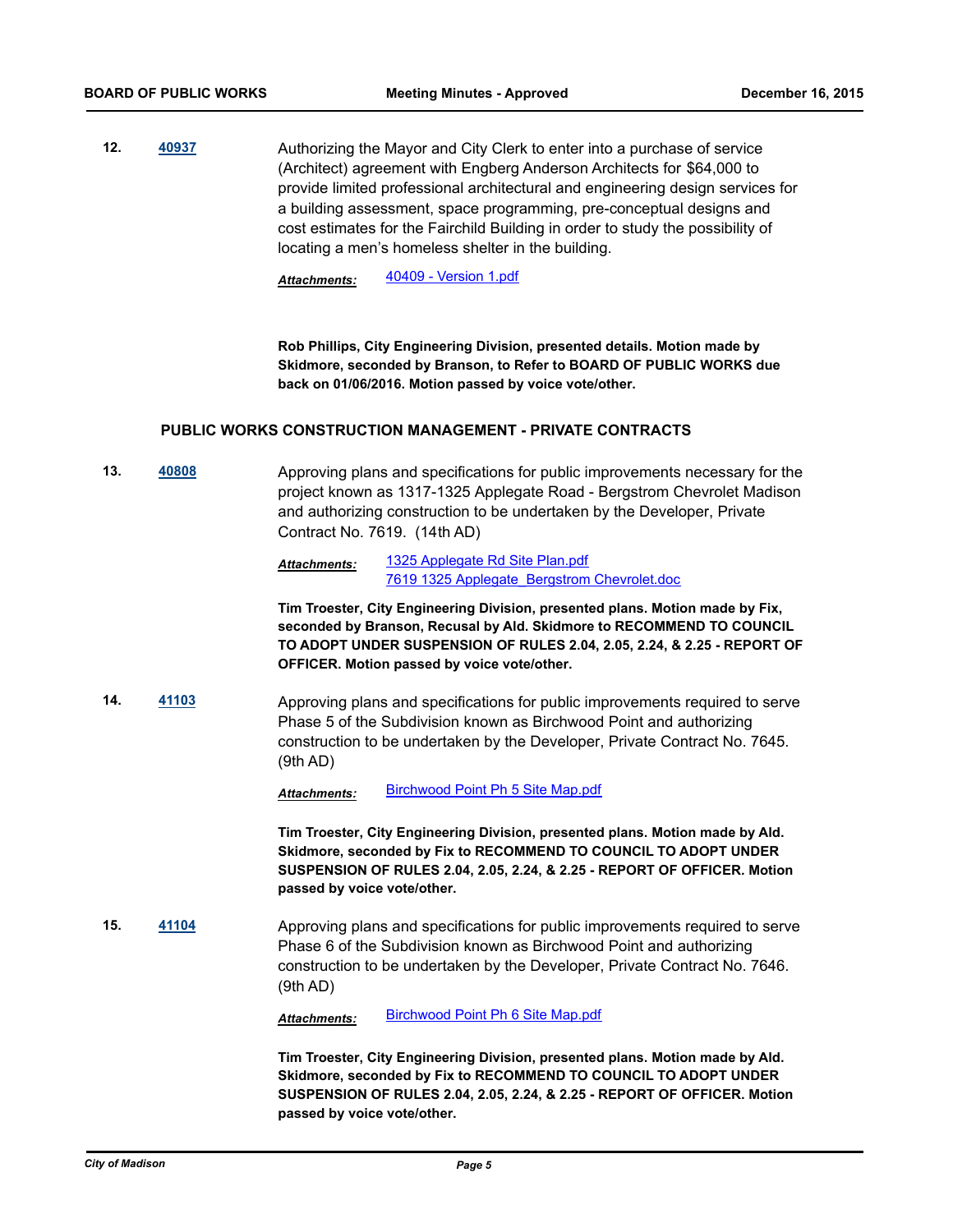**12.** **40937**

Authorizing the Mayor and City Clerk to enter into a purchase of service (Architect) agreement with Engberg Anderson Architects for $64,000 to provide limited professional architectural and engineering design services for a building assessment, space programming, pre-conceptual designs and cost estimates for the Fairchild Building in order to study the possibility of locating a men's homeless shelter in the building.

***Attachments:*** 40409 - Version 1.pdf

**Rob Phillips, City Engineering Division, presented details. Motion made by Skidmore, seconded by Branson, to Refer to BOARD OF PUBLIC WORKS due back on 01/06/2016. Motion passed by voice vote/other.**

## PUBLIC WORKS CONSTRUCTION MANAGEMENT - PRIVATE CONTRACTS

**13.** **40808**

Approving plans and specifications for public improvements necessary for the project known as 1317-1325 Applegate Road - Bergstrom Chevrolet Madison and authorizing construction to be undertaken by the Developer, Private Contract No. 7619. (14th AD)

***Attachments:*** 1325 Applegate Rd Site Plan.pdf
7619 1325 Applegate_Bergstrom Chevrolet.doc

**Tim Troester, City Engineering Division, presented plans. Motion made by Fix, seconded by Branson, Recusal by Ald. Skidmore to RECOMMEND TO COUNCIL TO ADOPT UNDER SUSPENSION OF RULES 2.04, 2.05, 2.24, & 2.25 - REPORT OF OFFICER. Motion passed by voice vote/other.**

**14.** **41103**

Approving plans and specifications for public improvements required to serve Phase 5 of the Subdivision known as Birchwood Point and authorizing construction to be undertaken by the Developer, Private Contract No. 7645. (9th AD)

***Attachments:*** Birchwood Point Ph 5 Site Map.pdf

**Tim Troester, City Engineering Division, presented plans. Motion made by Ald. Skidmore, seconded by Fix to RECOMMEND TO COUNCIL TO ADOPT UNDER SUSPENSION OF RULES 2.04, 2.05, 2.24, & 2.25 - REPORT OF OFFICER. Motion passed by voice vote/other.**

**15.** **41104**

Approving plans and specifications for public improvements required to serve Phase 6 of the Subdivision known as Birchwood Point and authorizing construction to be undertaken by the Developer, Private Contract No. 7646. (9th AD)

***Attachments:*** Birchwood Point Ph 6 Site Map.pdf

**Tim Troester, City Engineering Division, presented plans. Motion made by Ald. Skidmore, seconded by Fix to RECOMMEND TO COUNCIL TO ADOPT UNDER SUSPENSION OF RULES 2.04, 2.05, 2.24, & 2.25 - REPORT OF OFFICER. Motion passed by voice vote/other.**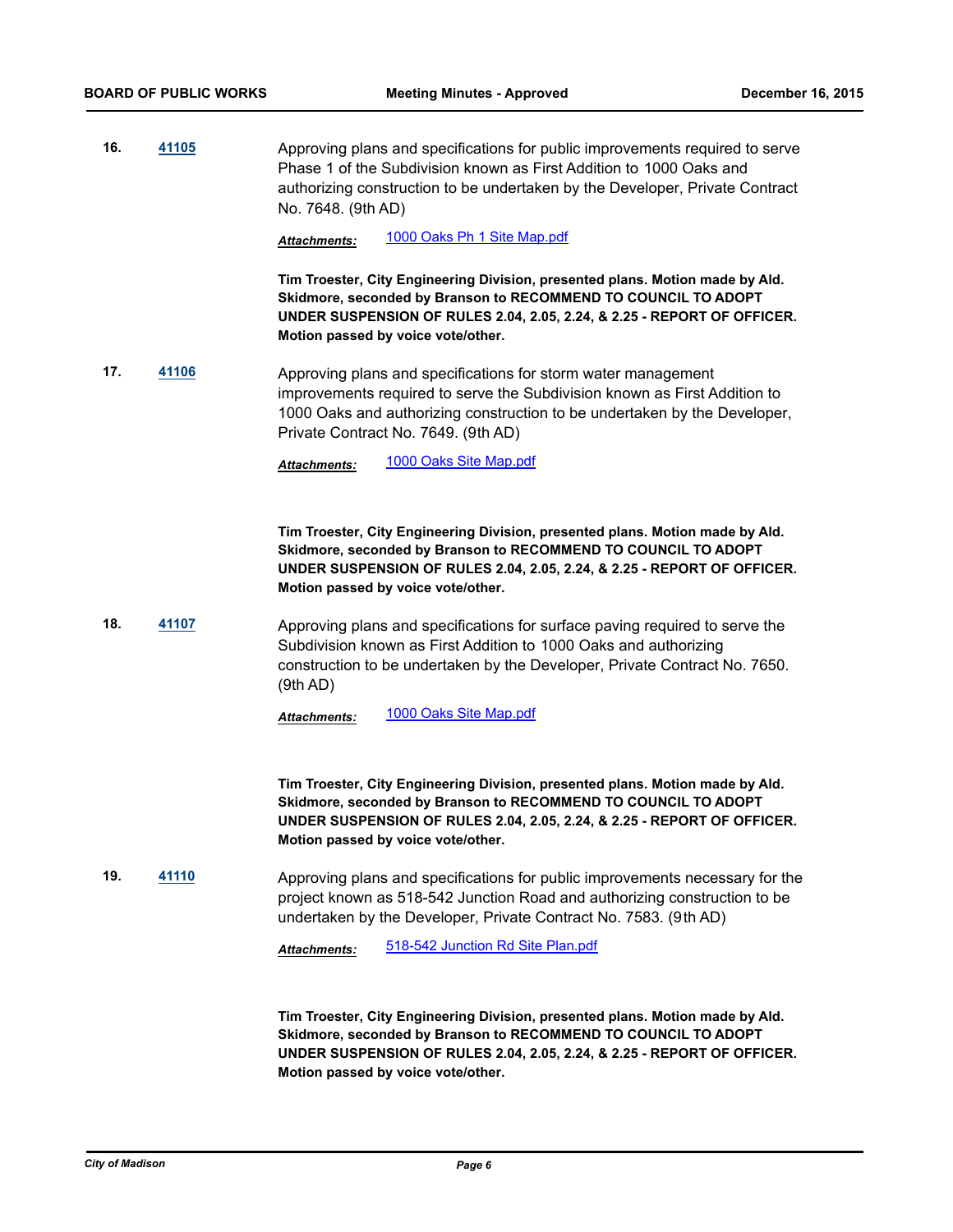**16.** **41105** Approving plans and specifications for public improvements required to serve Phase 1 of the Subdivision known as First Addition to 1000 Oaks and authorizing construction to be undertaken by the Developer, Private Contract No. 7648. (9th AD)

***Attachments:*** 1000 Oaks Ph 1 Site Map.pdf

**Tim Troester, City Engineering Division, presented plans. Motion made by Ald. Skidmore, seconded by Branson to RECOMMEND TO COUNCIL TO ADOPT UNDER SUSPENSION OF RULES 2.04, 2.05, 2.24, & 2.25 - REPORT OF OFFICER. Motion passed by voice vote/other.**

**17.** **41106** Approving plans and specifications for storm water management improvements required to serve the Subdivision known as First Addition to 1000 Oaks and authorizing construction to be undertaken by the Developer, Private Contract No. 7649. (9th AD)

***Attachments:*** 1000 Oaks Site Map.pdf

**Tim Troester, City Engineering Division, presented plans. Motion made by Ald. Skidmore, seconded by Branson to RECOMMEND TO COUNCIL TO ADOPT UNDER SUSPENSION OF RULES 2.04, 2.05, 2.24, & 2.25 - REPORT OF OFFICER. Motion passed by voice vote/other.**

**18.** **41107** Approving plans and specifications for surface paving required to serve the Subdivision known as First Addition to 1000 Oaks and authorizing construction to be undertaken by the Developer, Private Contract No. 7650. (9th AD)

***Attachments:*** 1000 Oaks Site Map.pdf

**Tim Troester, City Engineering Division, presented plans. Motion made by Ald. Skidmore, seconded by Branson to RECOMMEND TO COUNCIL TO ADOPT UNDER SUSPENSION OF RULES 2.04, 2.05, 2.24, & 2.25 - REPORT OF OFFICER. Motion passed by voice vote/other.**

**19.** **41110** Approving plans and specifications for public improvements necessary for the project known as 518-542 Junction Road and authorizing construction to be undertaken by the Developer, Private Contract No. 7583. (9th AD)

***Attachments:*** 518-542 Junction Rd Site Plan.pdf

**Tim Troester, City Engineering Division, presented plans. Motion made by Ald. Skidmore, seconded by Branson to RECOMMEND TO COUNCIL TO ADOPT UNDER SUSPENSION OF RULES 2.04, 2.05, 2.24, & 2.25 - REPORT OF OFFICER. Motion passed by voice vote/other.**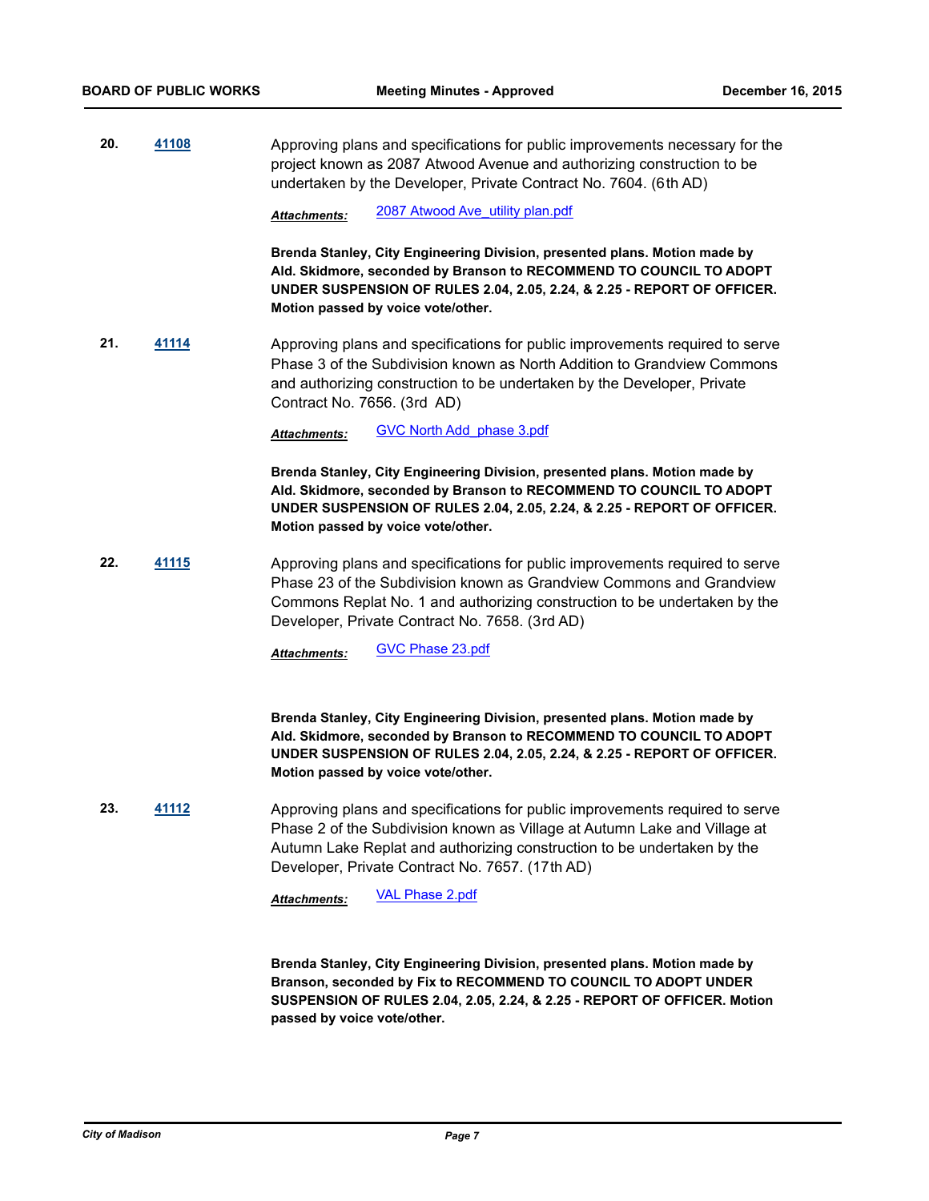**20.** **41108**

Approving plans and specifications for public improvements necessary for the project known as 2087 Atwood Avenue and authorizing construction to be undertaken by the Developer, Private Contract No. 7604. (6th AD)

***Attachments:*** 2087 Atwood Ave_utility plan.pdf

**Brenda Stanley, City Engineering Division, presented plans. Motion made by Ald. Skidmore, seconded by Branson to RECOMMEND TO COUNCIL TO ADOPT UNDER SUSPENSION OF RULES 2.04, 2.05, 2.24, & 2.25 - REPORT OF OFFICER. Motion passed by voice vote/other.**

**21.** **41114**

Approving plans and specifications for public improvements required to serve Phase 3 of the Subdivision known as North Addition to Grandview Commons and authorizing construction to be undertaken by the Developer, Private Contract No. 7656. (3rd AD)

***Attachments:*** GVC North Add_phase 3.pdf

**Brenda Stanley, City Engineering Division, presented plans. Motion made by Ald. Skidmore, seconded by Branson to RECOMMEND TO COUNCIL TO ADOPT UNDER SUSPENSION OF RULES 2.04, 2.05, 2.24, & 2.25 - REPORT OF OFFICER. Motion passed by voice vote/other.**

**22.** **41115**

Approving plans and specifications for public improvements required to serve Phase 23 of the Subdivision known as Grandview Commons and Grandview Commons Replat No. 1 and authorizing construction to be undertaken by the Developer, Private Contract No. 7658. (3rd AD)

***Attachments:*** GVC Phase 23.pdf

**Brenda Stanley, City Engineering Division, presented plans. Motion made by Ald. Skidmore, seconded by Branson to RECOMMEND TO COUNCIL TO ADOPT UNDER SUSPENSION OF RULES 2.04, 2.05, 2.24, & 2.25 - REPORT OF OFFICER. Motion passed by voice vote/other.**

**23.** **41112**

Approving plans and specifications for public improvements required to serve Phase 2 of the Subdivision known as Village at Autumn Lake and Village at Autumn Lake Replat and authorizing construction to be undertaken by the Developer, Private Contract No. 7657. (17th AD)

***Attachments:*** VAL Phase 2.pdf

**Brenda Stanley, City Engineering Division, presented plans. Motion made by Branson, seconded by Fix to RECOMMEND TO COUNCIL TO ADOPT UNDER SUSPENSION OF RULES 2.04, 2.05, 2.24, & 2.25 - REPORT OF OFFICER. Motion passed by voice vote/other.**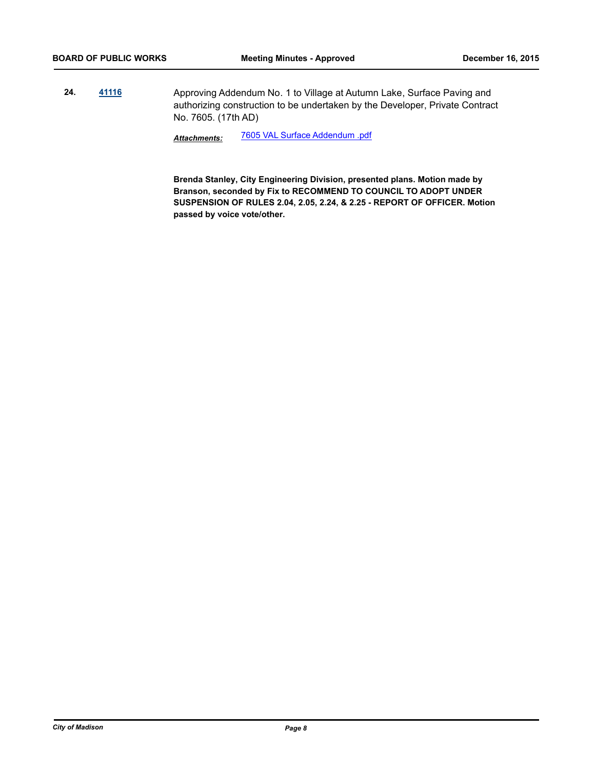**24.** **41116** Approving Addendum No. 1 to Village at Autumn Lake, Surface Paving and authorizing construction to be undertaken by the Developer, Private Contract No. 7605. (17th AD)

***Attachments:*** 7605 VAL Surface Addendum .pdf

**Brenda Stanley, City Engineering Division, presented plans. Motion made by Branson, seconded by Fix to RECOMMEND TO COUNCIL TO ADOPT UNDER SUSPENSION OF RULES 2.04, 2.05, 2.24, & 2.25 - REPORT OF OFFICER. Motion passed by voice vote/other.**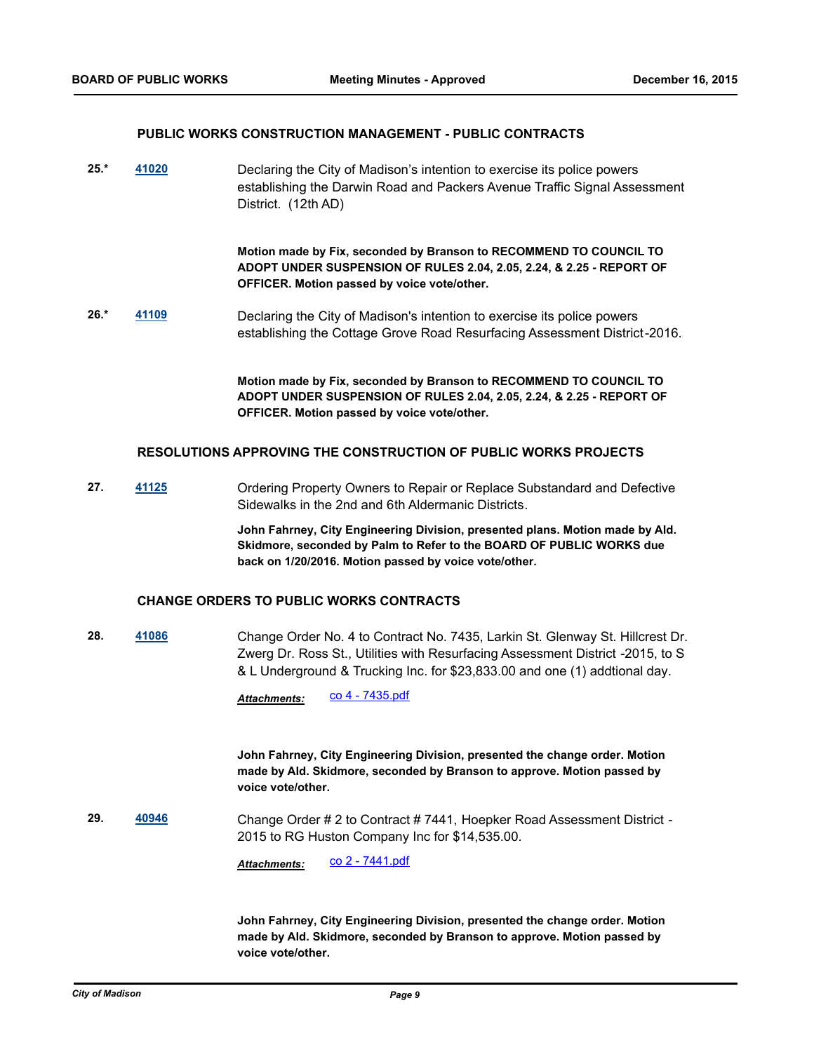### PUBLIC WORKS CONSTRUCTION MANAGEMENT - PUBLIC CONTRACTS

**25.*** **41020** Declaring the City of Madison’s intention to exercise its police powers establishing the Darwin Road and Packers Avenue Traffic Signal Assessment District. (12th AD)

**Motion made by Fix, seconded by Branson to RECOMMEND TO COUNCIL TO ADOPT UNDER SUSPENSION OF RULES 2.04, 2.05, 2.24, & 2.25 - REPORT OF OFFICER. Motion passed by voice vote/other.**

**26.*** **41109** Declaring the City of Madison's intention to exercise its police powers establishing the Cottage Grove Road Resurfacing Assessment District-2016.

**Motion made by Fix, seconded by Branson to RECOMMEND TO COUNCIL TO ADOPT UNDER SUSPENSION OF RULES 2.04, 2.05, 2.24, & 2.25 - REPORT OF OFFICER. Motion passed by voice vote/other.**

### RESOLUTIONS APPROVING THE CONSTRUCTION OF PUBLIC WORKS PROJECTS

**27.** **41125** Ordering Property Owners to Repair or Replace Substandard and Defective Sidewalks in the 2nd and 6th Aldermanic Districts.

**John Fahrney, City Engineering Division, presented plans. Motion made by Ald. Skidmore, seconded by Palm to Refer to the BOARD OF PUBLIC WORKS due back on 1/20/2016. Motion passed by voice vote/other.**

### CHANGE ORDERS TO PUBLIC WORKS CONTRACTS

**28.** **41086** Change Order No. 4 to Contract No. 7435, Larkin St. Glenway St. Hillcrest Dr. Zwerg Dr. Ross St., Utilities with Resurfacing Assessment District -2015, to S & L Underground & Trucking Inc. for $23,833.00 and one (1) addtional day.

***Attachments:*** co 4 - 7435.pdf

**John Fahrney, City Engineering Division, presented the change order. Motion made by Ald. Skidmore, seconded by Branson to approve. Motion passed by voice vote/other.**

**29.** **40946** Change Order # 2 to Contract # 7441, Hoepker Road Assessment District - 2015 to RG Huston Company Inc for $14,535.00.

***Attachments:*** co 2 - 7441.pdf

**John Fahrney, City Engineering Division, presented the change order. Motion made by Ald. Skidmore, seconded by Branson to approve. Motion passed by voice vote/other.**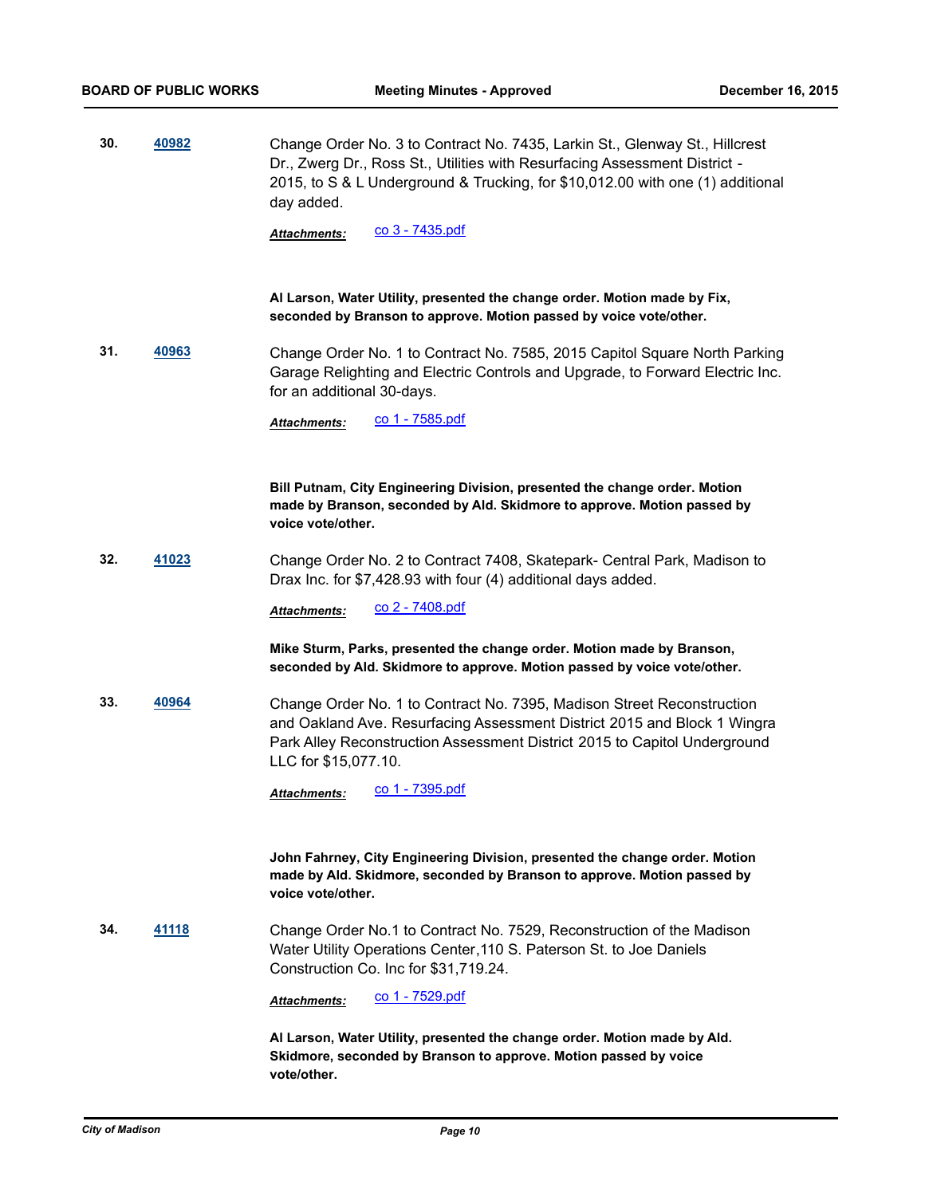**30.** **40982** Change Order No. 3 to Contract No. 7435, Larkin St., Glenway St., Hillcrest Dr., Zwerg Dr., Ross St., Utilities with Resurfacing Assessment District - 2015, to S & L Underground & Trucking, for $10,012.00 with one (1) additional day added.

***Attachments:*** co 3 - 7435.pdf

**Al Larson, Water Utility, presented the change order. Motion made by Fix, seconded by Branson to approve. Motion passed by voice vote/other.**

**31.** **40963** Change Order No. 1 to Contract No. 7585, 2015 Capitol Square North Parking Garage Relighting and Electric Controls and Upgrade, to Forward Electric Inc. for an additional 30-days.

***Attachments:*** co 1 - 7585.pdf

**Bill Putnam, City Engineering Division, presented the change order. Motion made by Branson, seconded by Ald. Skidmore to approve. Motion passed by voice vote/other.**

**32.** **41023** Change Order No. 2 to Contract 7408, Skatepark- Central Park, Madison to Drax Inc. for $7,428.93 with four (4) additional days added.

***Attachments:*** co 2 - 7408.pdf

**Mike Sturm, Parks, presented the change order. Motion made by Branson, seconded by Ald. Skidmore to approve. Motion passed by voice vote/other.**

**33.** **40964** Change Order No. 1 to Contract No. 7395, Madison Street Reconstruction and Oakland Ave. Resurfacing Assessment District 2015 and Block 1 Wingra Park Alley Reconstruction Assessment District 2015 to Capitol Underground LLC for $15,077.10.

***Attachments:*** co 1 - 7395.pdf

**John Fahrney, City Engineering Division, presented the change order. Motion made by Ald. Skidmore, seconded by Branson to approve. Motion passed by voice vote/other.**

**34.** **41118** Change Order No.1 to Contract No. 7529, Reconstruction of the Madison Water Utility Operations Center,110 S. Paterson St. to Joe Daniels Construction Co. Inc for $31,719.24.

***Attachments:*** co 1 - 7529.pdf

**Al Larson, Water Utility, presented the change order. Motion made by Ald. Skidmore, seconded by Branson to approve. Motion passed by voice vote/other.**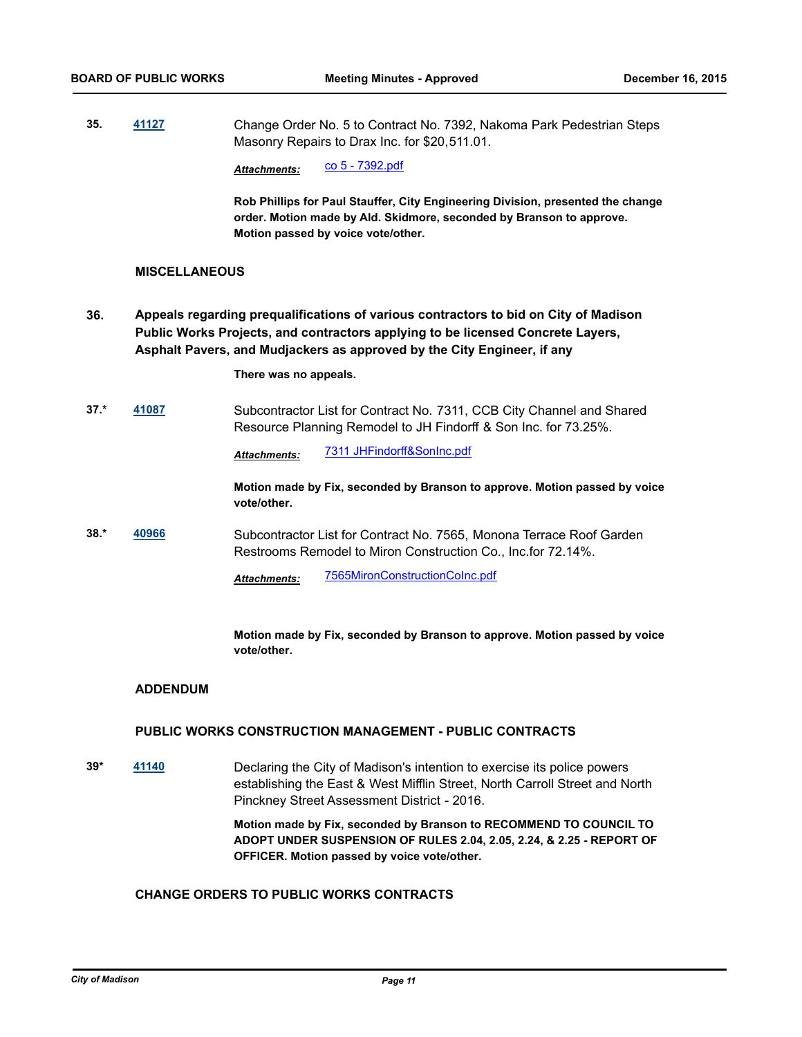**35.** **41127** Change Order No. 5 to Contract No. 7392, Nakoma Park Pedestrian Steps Masonry Repairs to Drax Inc. for $20,511.01.

*Attachments:* co 5 - 7392.pdf

**Rob Phillips for Paul Stauffer, City Engineering Division, presented the change order. Motion made by Ald. Skidmore, seconded by Branson to approve. Motion passed by voice vote/other.**

## MISCELLANEOUS

**36. Appeals regarding prequalifications of various contractors to bid on City of Madison Public Works Projects, and contractors applying to be licensed Concrete Layers, Asphalt Pavers, and Mudjackers as approved by the City Engineer, if any**

**There was no appeals.**

**37.*** **41087** Subcontractor List for Contract No. 7311, CCB City Channel and Shared Resource Planning Remodel to JH Findorff & Son Inc. for 73.25%.

*Attachments:* 7311 JHFindorff&SonInc.pdf

**Motion made by Fix, seconded by Branson to approve. Motion passed by voice vote/other.**

**38.*** **40966** Subcontractor List for Contract No. 7565, Monona Terrace Roof Garden Restrooms Remodel to Miron Construction Co., Inc.for 72.14%.

*Attachments:* 7565MironConstructionCoInc.pdf

**Motion made by Fix, seconded by Branson to approve. Motion passed by voice vote/other.**

## ADDENDUM

## PUBLIC WORKS CONSTRUCTION MANAGEMENT - PUBLIC CONTRACTS

**39*** **41140** Declaring the City of Madison's intention to exercise its police powers establishing the East & West Mifflin Street, North Carroll Street and North Pinckney Street Assessment District - 2016.

**Motion made by Fix, seconded by Branson to RECOMMEND TO COUNCIL TO ADOPT UNDER SUSPENSION OF RULES 2.04, 2.05, 2.24, & 2.25 - REPORT OF OFFICER. Motion passed by voice vote/other.**

## CHANGE ORDERS TO PUBLIC WORKS CONTRACTS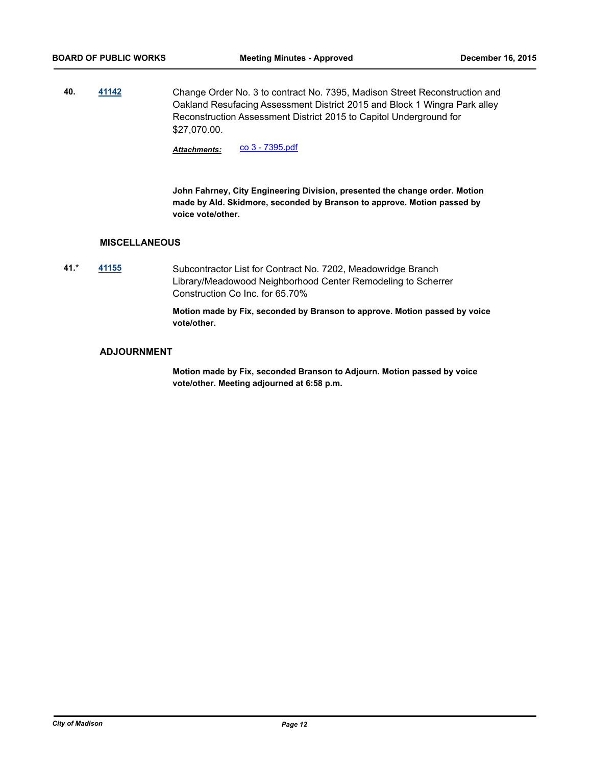**40.** **41142** Change Order No. 3 to contract No. 7395, Madison Street Reconstruction and Oakland Resufacing Assessment District 2015 and Block 1 Wingra Park alley Reconstruction Assessment District 2015 to Capitol Underground for $27,070.00.

***Attachments:*** co 3 - 7395.pdf

**John Fahrney, City Engineering Division, presented the change order. Motion made by Ald. Skidmore, seconded by Branson to approve. Motion passed by voice vote/other.**

## MISCELLANEOUS

**41.*** **41155** Subcontractor List for Contract No. 7202, Meadowridge Branch Library/Meadowood Neighborhood Center Remodeling to Scherrer Construction Co Inc. for 65.70%

**Motion made by Fix, seconded by Branson to approve. Motion passed by voice vote/other.**

## ADJOURNMENT

**Motion made by Fix, seconded Branson to Adjourn. Motion passed by voice vote/other. Meeting adjourned at 6:58 p.m.**